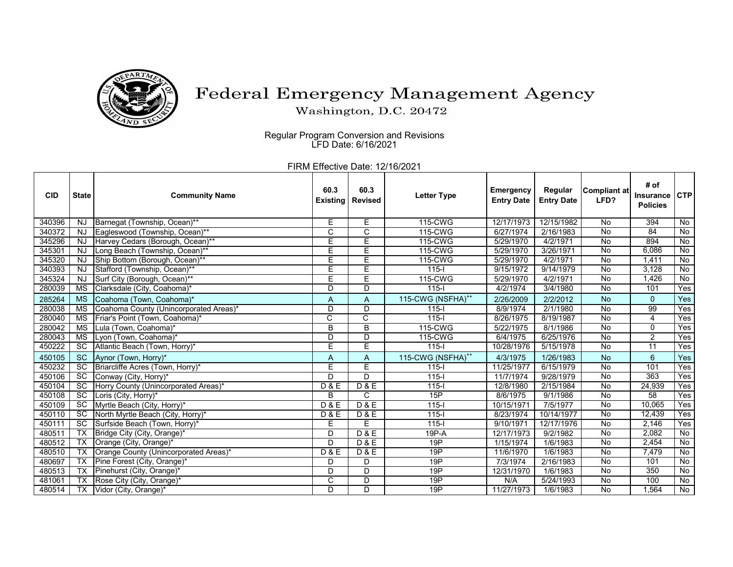# Federal Emergency Management Agency

Washington, D.C. 20472

Regular Program Conversion and Revisions
LFD Date: 6/16/2021

FIRM Effective Date: 12/16/2021

| CID | State | Community Name | 60.3 Existing | 60.3 Revised | Letter Type | Emergency Entry Date | Regular Entry Date | Compliant at LFD? | # of Insurance Policies | CTP |
|---|---|---|---|---|---|---|---|---|---|---|
| 340396 | NJ | Barnegat (Township, Ocean)** | E | E | 115-CWG | 12/17/1973 | 12/15/1982 | No | 394 | No |
| 340372 | NJ | Eagleswood (Township, Ocean)** | C | C | 115-CWG | 6/27/1974 | 2/16/1983 | No | 84 | No |
| 345296 | NJ | Harvey Cedars (Borough, Ocean)** | E | E | 115-CWG | 5/29/1970 | 4/2/1971 | No | 894 | No |
| 345301 | NJ | Long Beach (Township, Ocean)** | E | E | 115-CWG | 5/29/1970 | 3/26/1971 | No | 6,086 | No |
| 345320 | NJ | Ship Bottom (Borough, Ocean)** | E | E | 115-CWG | 5/29/1970 | 4/2/1971 | No | 1,411 | No |
| 340393 | NJ | Stafford (Township, Ocean)** | E | E | 115-I | 9/15/1972 | 9/14/1979 | No | 3,128 | No |
| 345324 | NJ | Surf City (Borough, Ocean)** | E | E | 115-CWG | 5/29/1970 | 4/2/1971 | No | 1,426 | No |
| 280039 | MS | Clarksdale (City, Coahoma)* | D | D | 115-I | 4/2/1974 | 3/4/1980 | No | 101 | Yes |
| 285264 | MS | Coahoma (Town, Coahoma)* | A | A | 115-CWG (NSFHA)++ | 2/26/2009 | 2/2/2012 | No | 0 | Yes |
| 280038 | MS | Coahoma County (Unincorporated Areas)* | D | D | 115-I | 8/9/1974 | 2/1/1980 | No | 99 | Yes |
| 280040 | MS | Friar's Point (Town, Coahoma)* | C | C | 115-I | 8/26/1975 | 8/19/1987 | No | 4 | Yes |
| 280042 | MS | Lula (Town, Coahoma)* | B | B | 115-CWG | 5/22/1975 | 8/1/1986 | No | 0 | Yes |
| 280043 | MS | Lyon (Town, Coahoma)* | D | D | 115-CWG | 6/4/1975 | 6/25/1976 | No | 2 | Yes |
| 450222 | SC | Atlantic Beach (Town, Horry)* | E | E | 115-I | 10/28/1976 | 5/15/1978 | No | 11 | Yes |
| 450105 | SC | Aynor (Town, Horry)* | A | A | 115-CWG (NSFHA)++ | 4/3/1975 | 1/26/1983 | No | 6 | Yes |
| 450232 | SC | Briarcliffe Acres (Town, Horry)* | E | E | 115-I | 11/25/1977 | 6/15/1979 | No | 101 | Yes |
| 450106 | SC | Conway (City, Horry)* | D | D | 115-I | 11/7/1974 | 9/28/1979 | No | 363 | Yes |
| 450104 | SC | Horry County (Unincorporated Areas)* | D & E | D & E | 115-I | 12/8/1980 | 2/15/1984 | No | 24,939 | Yes |
| 450108 | SC | Loris (City, Horry)* | B | C | 15P | 8/6/1975 | 9/1/1986 | No | 58 | Yes |
| 450109 | SC | Myrtle Beach (City, Horry)* | D & E | D & E | 115-I | 10/15/1971 | 7/5/1977 | No | 10,065 | Yes |
| 450110 | SC | North Myrtle Beach (City, Horry)* | D & E | D & E | 115-I | 8/23/1974 | 10/14/1977 | No | 12,439 | Yes |
| 450111 | SC | Surfside Beach (Town, Horry)* | E | E | 115-I | 9/10/1971 | 12/17/1976 | No | 2,146 | Yes |
| 480511 | TX | Bridge City (City, Orange)* | D | D & E | 19P-A | 12/17/1973 | 9/2/1982 | No | 2,082 | No |
| 480512 | TX | Orange (City, Orange)* | D | D & E | 19P | 1/15/1974 | 1/6/1983 | No | 2,454 | No |
| 480510 | TX | Orange County (Unincorporated Areas)* | D & E | D & E | 19P | 11/6/1970 | 1/6/1983 | No | 7,479 | No |
| 480697 | TX | Pine Forest (City, Orange)* | D | D | 19P | 7/3/1974 | 2/16/1983 | No | 101 | No |
| 480513 | TX | Pinehurst (City, Orange)* | D | D | 19P | 12/31/1970 | 1/6/1983 | No | 350 | No |
| 481061 | TX | Rose City (City, Orange)* | C | D | 19P | N/A | 5/24/1993 | No | 100 | No |
| 480514 | TX | Vidor (City, Orange)* | D | D | 19P | 11/27/1973 | 1/6/1983 | No | 1,564 | No |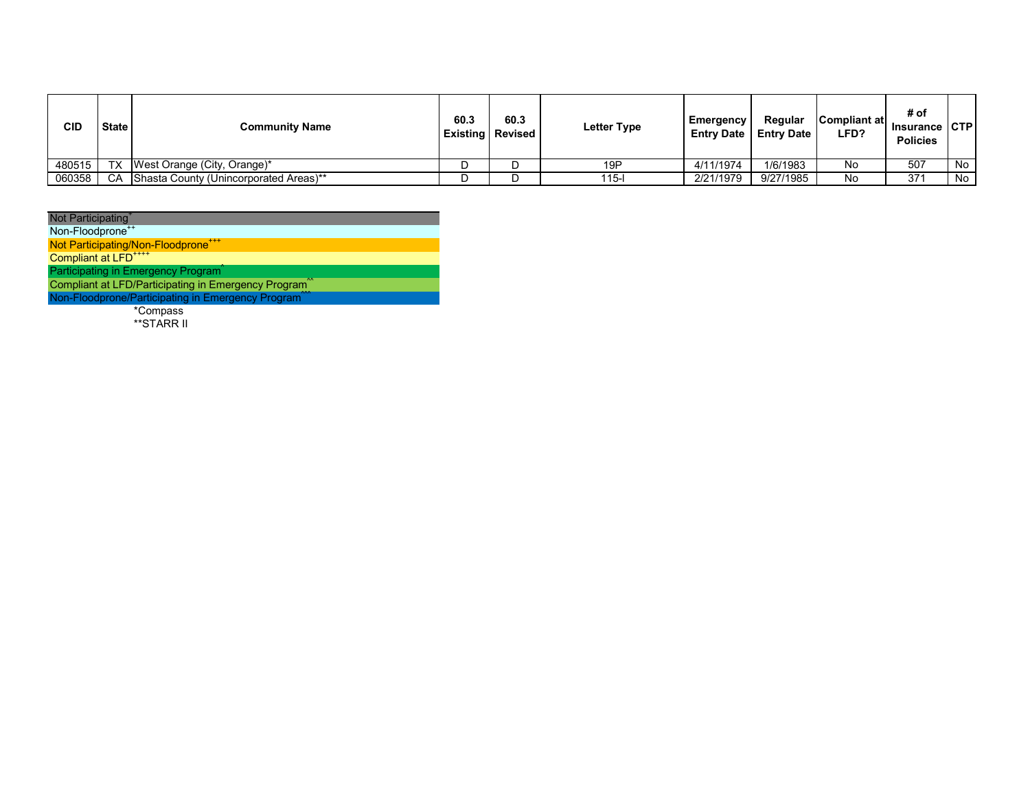| CID | State | Community Name | 60.3 Existing | 60.3 Revised | Letter Type | Emergency Entry Date | Regular Entry Date | Compliant at LFD? | # of Insurance Policies | CTP |
|---|---|---|---|---|---|---|---|---|---|---|
| 480515 | TX | West Orange (City, Orange)* | D | D | 19P | 4/11/1974 | 1/6/1983 | No | 507 | No |
| 060358 | CA | Shasta County (Unincorporated Areas)** | D | D | 115-I | 2/21/1979 | 9/27/1985 | No | 371 | No |

Not Participating+

Non-Floodprone++

Not Participating/Non-Floodprone+++

Compliant at LFD++++

Participating in Emergency Program^

Compliant at LFD/Participating in Emergency Program^^

Non-Floodprone/Participating in Emergency Program^^^

*Compass

**STARR II